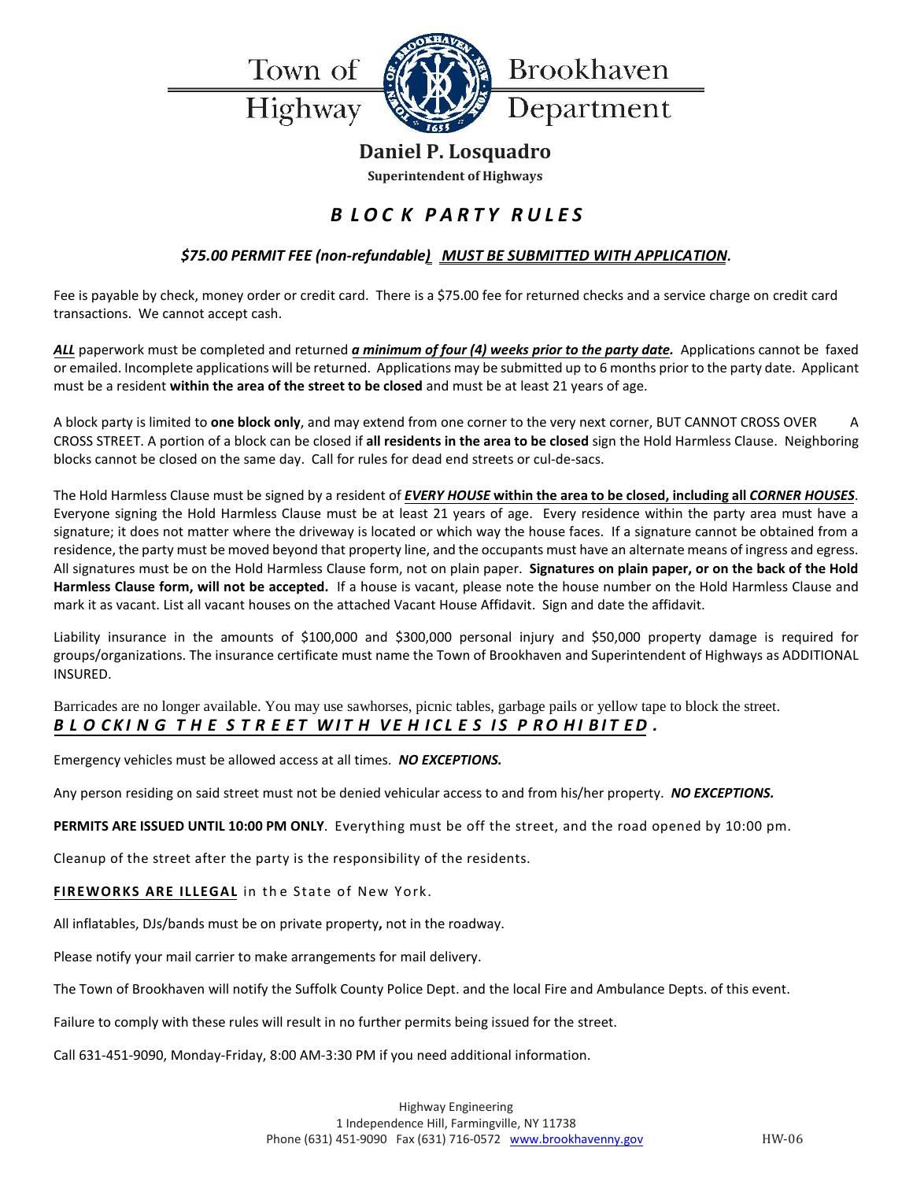Town of Highway Brookhaven Department

**Daniel P. Losquadro**

**Superintendent of Highways**

# *BLOCK PARTY RULES*

***$75.00 PERMIT FEE (non-refundable) MUST BE SUBMITTED WITH APPLICATION.***

Fee is payable by check, money order or credit card. There is a $75.00 fee for returned checks and a service charge on credit card transactions. We cannot accept cash.

***ALL*** paperwork must be completed and returned ***a minimum of four (4) weeks prior to the party date.*** Applications cannot be faxed or emailed. Incomplete applications will be returned. Applications may be submitted up to 6 months prior to the party date. Applicant must be a resident **within the area of the street to be closed** and must be at least 21 years of age.

A block party is limited to **one block only**, and may extend from one corner to the very next corner, BUT CANNOT CROSS OVER A CROSS STREET. A portion of a block can be closed if **all residents in the area to be closed** sign the Hold Harmless Clause. Neighboring blocks cannot be closed on the same day. Call for rules for dead end streets or cul-de-sacs.

The Hold Harmless Clause must be signed by a resident of ***EVERY HOUSE* within the area to be closed, including all *CORNER HOUSES***. Everyone signing the Hold Harmless Clause must be at least 21 years of age. Every residence within the party area must have a signature; it does not matter where the driveway is located or which way the house faces. If a signature cannot be obtained from a residence, the party must be moved beyond that property line, and the occupants must have an alternate means of ingress and egress. All signatures must be on the Hold Harmless Clause form, not on plain paper. **Signatures on plain paper, or on the back of the Hold Harmless Clause form, will not be accepted.** If a house is vacant, please note the house number on the Hold Harmless Clause and mark it as vacant. List all vacant houses on the attached Vacant House Affidavit. Sign and date the affidavit.

Liability insurance in the amounts of $100,000 and $300,000 personal injury and $50,000 property damage is required for groups/organizations. The insurance certificate must name the Town of Brookhaven and Superintendent of Highways as ADDITIONAL INSURED.

Barricades are no longer available. You may use sawhorses, picnic tables, garbage pails or yellow tape to block the street.
***BLOCKING THE STREET WITH VEHICLES IS PROHIBITED.***

Emergency vehicles must be allowed access at all times. ***NO EXCEPTIONS.***

Any person residing on said street must not be denied vehicular access to and from his/her property. ***NO EXCEPTIONS.***

**PERMITS ARE ISSUED UNTIL 10:00 PM ONLY**. Everything must be off the street, and the road opened by 10:00 pm.

Cleanup of the street after the party is the responsibility of the residents.

**FIREWORKS ARE ILLEGAL** in the State of New York.

All inflatables, DJs/bands must be on private property**,** not in the roadway.

Please notify your mail carrier to make arrangements for mail delivery.

The Town of Brookhaven will notify the Suffolk County Police Dept. and the local Fire and Ambulance Depts. of this event.

Failure to comply with these rules will result in no further permits being issued for the street.

Call 631-451-9090, Monday-Friday, 8:00 AM-3:30 PM if you need additional information.

Highway Engineering
1 Independence Hill, Farmingville, NY 11738
Phone (631) 451-9090 Fax (631) 716-0572 www.brookhavenny.gov

HW-06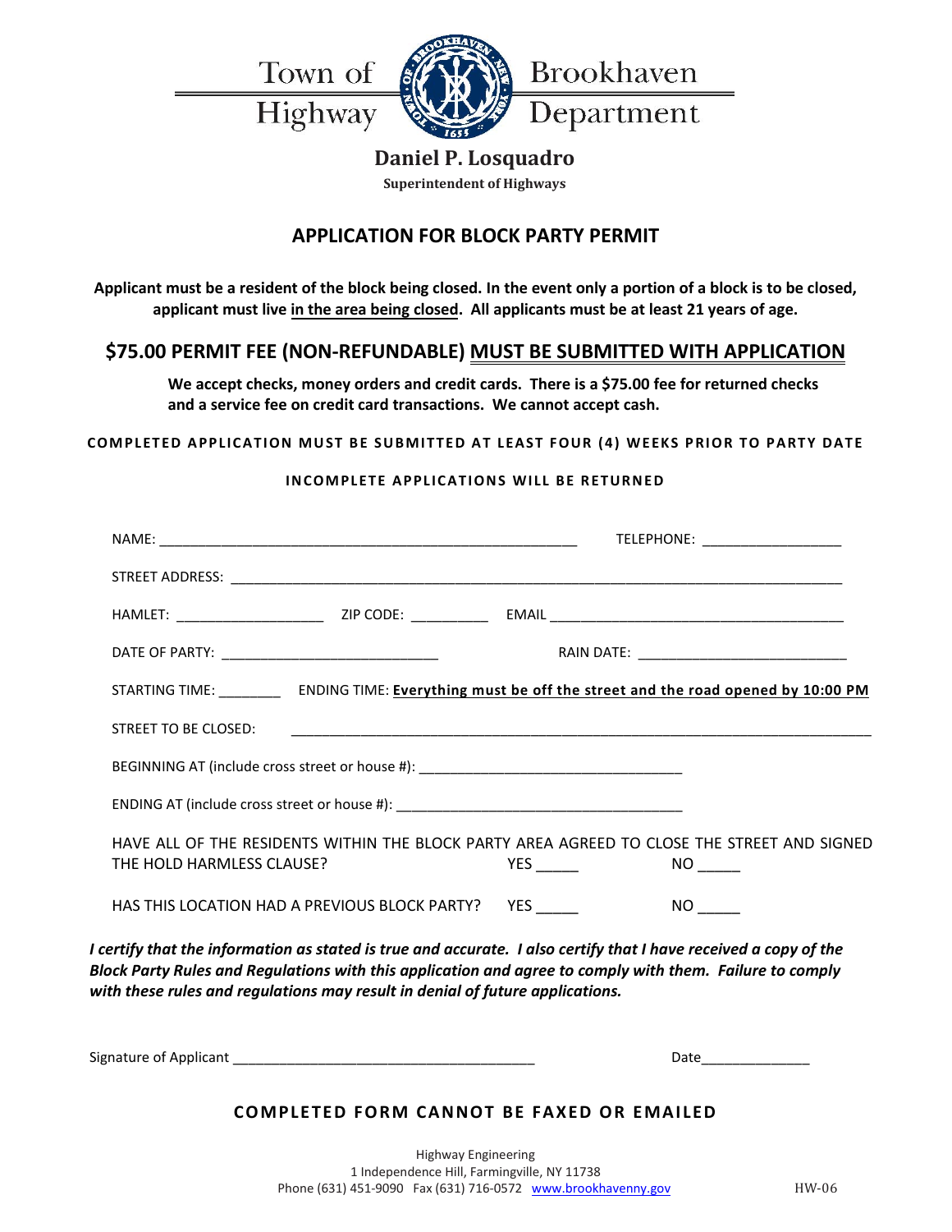Town of Brookhaven Highway Department

**Daniel P. Losquadro**
**Superintendent of Highways**

## APPLICATION FOR BLOCK PARTY PERMIT

**Applicant must be a resident of the block being closed. In the event only a portion of a block is to be closed, applicant must live in the area being closed. All applicants must be at least 21 years of age.**

## $75.00 PERMIT FEE (NON-REFUNDABLE) MUST BE SUBMITTED WITH APPLICATION

**We accept checks, money orders and credit cards. There is a $75.00 fee for returned checks and a service fee on credit card transactions. We cannot accept cash.**

**COMPLETED APPLICATION MUST BE SUBMITTED AT LEAST FOUR (4) WEEKS PRIOR TO PARTY DATE**

**INCOMPLETE APPLICATIONS WILL BE RETURNED**

NAME: ______________________________________________ TELEPHONE: _________________

STREET ADDRESS: ______________________________________________________________

HAMLET: __________________ ZIP CODE: __________ EMAIL ______________________________

DATE OF PARTY: __________________________ RAIN DATE: __________________________

STARTING TIME: ________ ENDING TIME: **Everything must be off the street and the road opened by 10:00 PM**

STREET TO BE CLOSED: ______________________________________________________________

BEGINNING AT (include cross street or house #): ___________________________________

ENDING AT (include cross street or house #): ___________________________________

HAVE ALL OF THE RESIDENTS WITHIN THE BLOCK PARTY AREA AGREED TO CLOSE THE STREET AND SIGNED THE HOLD HARMLESS CLAUSE? YES _____ NO _____

HAS THIS LOCATION HAD A PREVIOUS BLOCK PARTY? YES _____ NO _____

***I certify that the information as stated is true and accurate. I also certify that I have received a copy of the Block Party Rules and Regulations with this application and agree to comply with them. Failure to comply with these rules and regulations may result in denial of future applications.***

Signature of Applicant ______________________________________ Date______________

**COMPLETED FORM CANNOT BE FAXED OR EMAILED**

Highway Engineering
1 Independence Hill, Farmingville, NY 11738
Phone (631) 451-9090 Fax (631) 716-0572 www.brookhavenny.gov

HW-06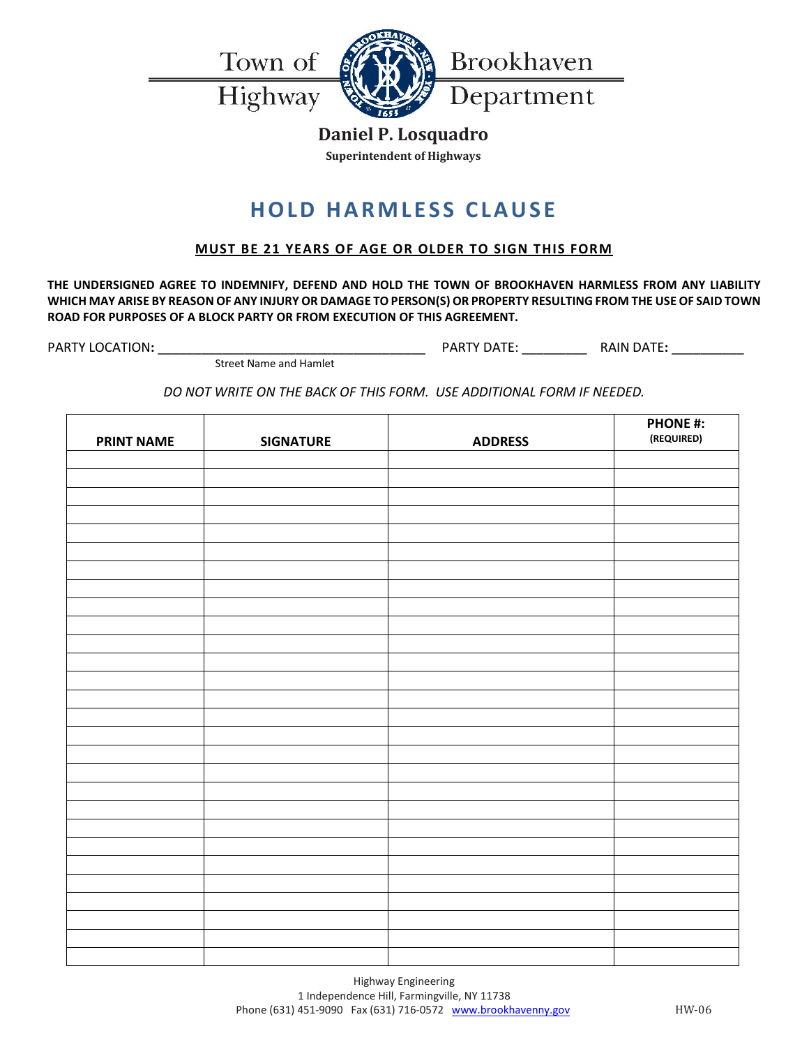Town of Brookhaven Highway Department

**Daniel P. Losquadro**
**Superintendent of Highways**

# HOLD HARMLESS CLAUSE

**MUST BE 21 YEARS OF AGE OR OLDER TO SIGN THIS FORM**

**THE UNDERSIGNED AGREE TO INDEMNIFY, DEFEND AND HOLD THE TOWN OF BROOKHAVEN HARMLESS FROM ANY LIABILITY WHICH MAY ARISE BY REASON OF ANY INJURY OR DAMAGE TO PERSON(S) OR PROPERTY RESULTING FROM THE USE OF SAID TOWN ROAD FOR PURPOSES OF A BLOCK PARTY OR FROM EXECUTION OF THIS AGREEMENT.**

PARTY LOCATION: ______________________________________ PARTY DATE: _________ RAIN DATE: __________
Street Name and Hamlet

*DO NOT WRITE ON THE BACK OF THIS FORM. USE ADDITIONAL FORM IF NEEDED.*

| PRINT NAME | SIGNATURE | ADDRESS | PHONE #: (REQUIRED) |
| --- | --- | --- | --- |
| | | | |
| | | | |
| | | | |
| | | | |
| | | | |
| | | | |
| | | | |
| | | | |
| | | | |
| | | | |
| | | | |
| | | | |
| | | | |
| | | | |
| | | | |
| | | | |
| | | | |
| | | | |
| | | | |
| | | | |
| | | | |
| | | | |
| | | | |
| | | | |
| | | | |
| | | | |
| | | | |
| | | | |

Highway Engineering
1 Independence Hill, Farmingville, NY 11738
Phone (631) 451-9090 Fax (631) 716-0572 www.brookhavenny.gov

HW-06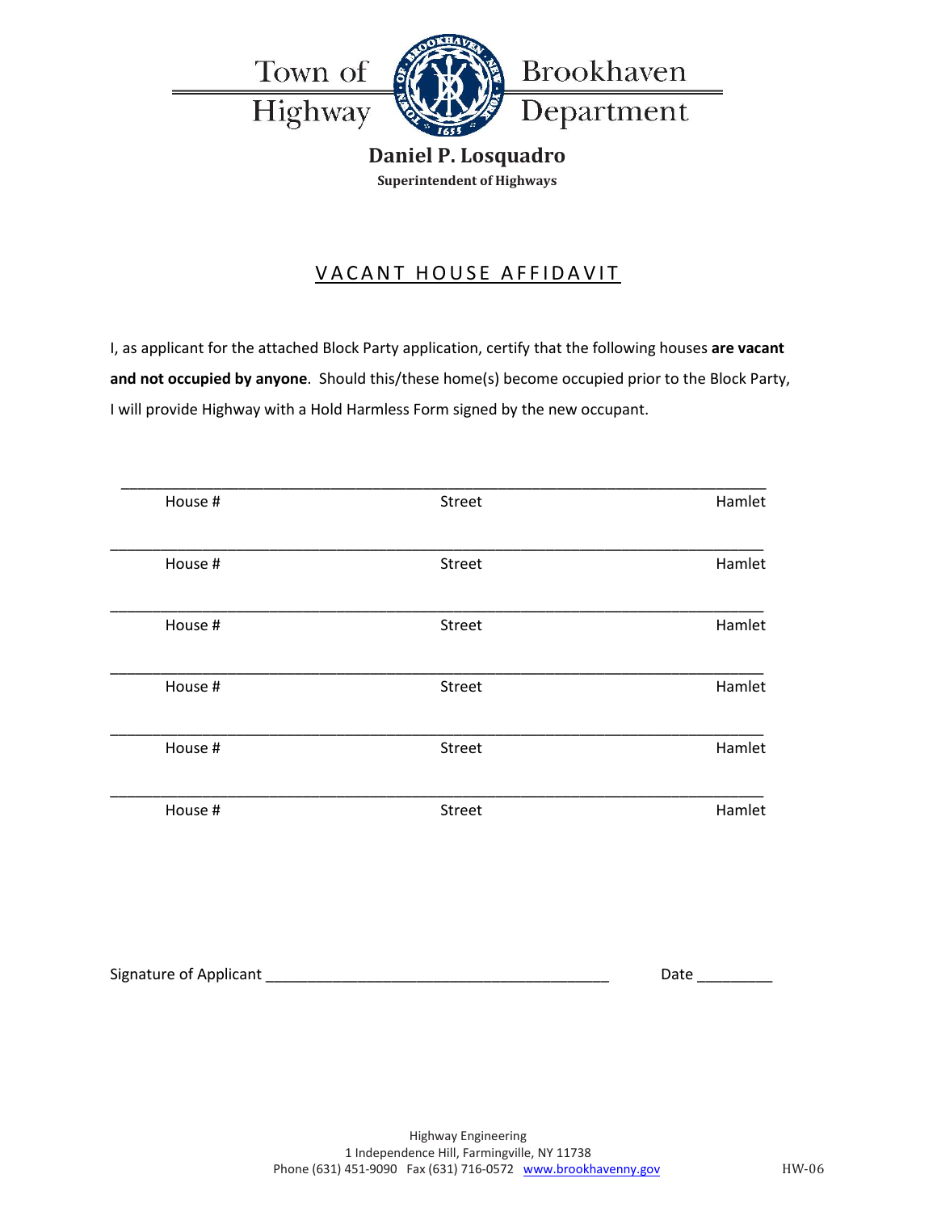Town of Brookhaven Highway Department

**Daniel P. Losquadro**
**Superintendent of Highways**

# VACANT HOUSE AFFIDAVIT

I, as applicant for the attached Block Party application, certify that the following houses **are vacant and not occupied by anyone**. Should this/these home(s) become occupied prior to the Block Party, I will provide Highway with a Hold Harmless Form signed by the new occupant.

| House # | Street | Hamlet |
|---|---|---|
| | | |
| | | |
| | | |
| | | |
| | | |
| | | |

Signature of Applicant ________________________________________ Date _________

Highway Engineering
1 Independence Hill, Farmingville, NY 11738
Phone (631) 451-9090 Fax (631) 716-0572 www.brookhavenny.gov

HW-06